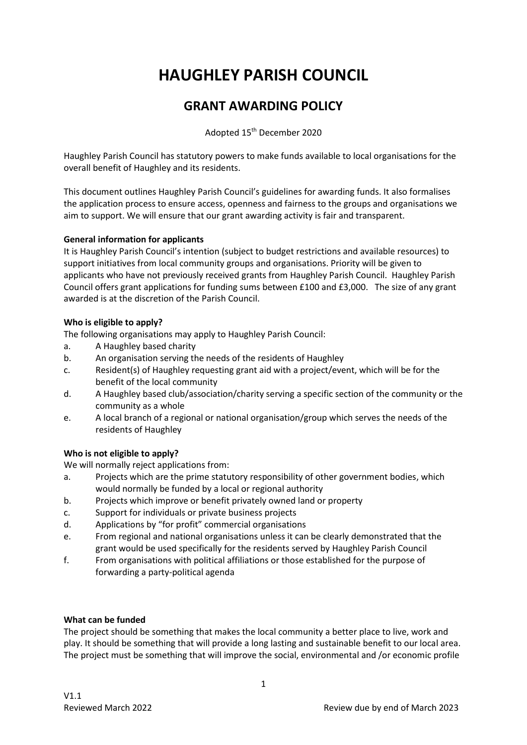# HAUGHLEY PARISH COUNCIL

## GRANT AWARDING POLICY

Adopted 15th December 2020

Haughley Parish Council has statutory powers to make funds available to local organisations for the overall benefit of Haughley and its residents.

This document outlines Haughley Parish Council's guidelines for awarding funds. It also formalises the application process to ensure access, openness and fairness to the groups and organisations we aim to support. We will ensure that our grant awarding activity is fair and transparent.

**General information for applicants**

It is Haughley Parish Council's intention (subject to budget restrictions and available resources) to support initiatives from local community groups and organisations. Priority will be given to applicants who have not previously received grants from Haughley Parish Council. Haughley Parish Council offers grant applications for funding sums between £100 and £3,000. The size of any grant awarded is at the discretion of the Parish Council.

**Who is eligible to apply?**

The following organisations may apply to Haughley Parish Council:

a. A Haughley based charity
b. An organisation serving the needs of the residents of Haughley
c. Resident(s) of Haughley requesting grant aid with a project/event, which will be for the benefit of the local community
d. A Haughley based club/association/charity serving a specific section of the community or the community as a whole
e. A local branch of a regional or national organisation/group which serves the needs of the residents of Haughley

**Who is not eligible to apply?**

We will normally reject applications from:

a. Projects which are the prime statutory responsibility of other government bodies, which would normally be funded by a local or regional authority
b. Projects which improve or benefit privately owned land or property
c. Support for individuals or private business projects
d. Applications by "for profit" commercial organisations
e. From regional and national organisations unless it can be clearly demonstrated that the grant would be used specifically for the residents served by Haughley Parish Council
f. From organisations with political affiliations or those established for the purpose of forwarding a party-political agenda

**What can be funded**

The project should be something that makes the local community a better place to live, work and play. It should be something that will provide a long lasting and sustainable benefit to our local area. The project must be something that will improve the social, environmental and /or economic profile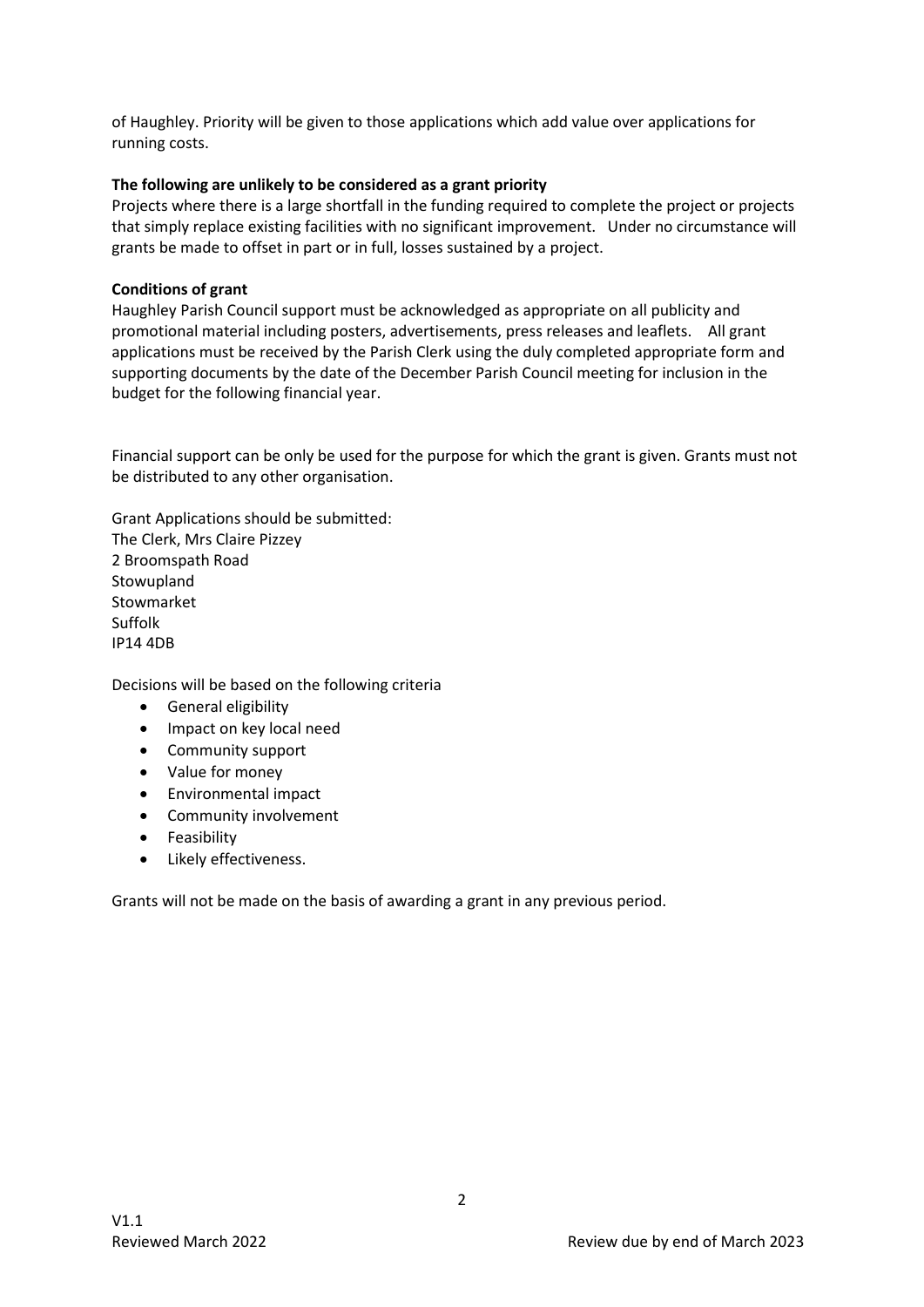of Haughley. Priority will be given to those applications which add value over applications for running costs.

**The following are unlikely to be considered as a grant priority**

Projects where there is a large shortfall in the funding required to complete the project or projects that simply replace existing facilities with no significant improvement. Under no circumstance will grants be made to offset in part or in full, losses sustained by a project.

**Conditions of grant**

Haughley Parish Council support must be acknowledged as appropriate on all publicity and promotional material including posters, advertisements, press releases and leaflets. All grant applications must be received by the Parish Clerk using the duly completed appropriate form and supporting documents by the date of the December Parish Council meeting for inclusion in the budget for the following financial year.

Financial support can be only be used for the purpose for which the grant is given. Grants must not be distributed to any other organisation.

Grant Applications should be submitted:
The Clerk, Mrs Claire Pizzey
2 Broomspath Road
Stowupland
Stowmarket
Suffolk
IP14 4DB

Decisions will be based on the following criteria

- General eligibility
- Impact on key local need
- Community support
- Value for money
- Environmental impact
- Community involvement
- Feasibility
- Likely effectiveness.

Grants will not be made on the basis of awarding a grant in any previous period.

V1.1
Reviewed March 2022 | Review due by end of March 2023